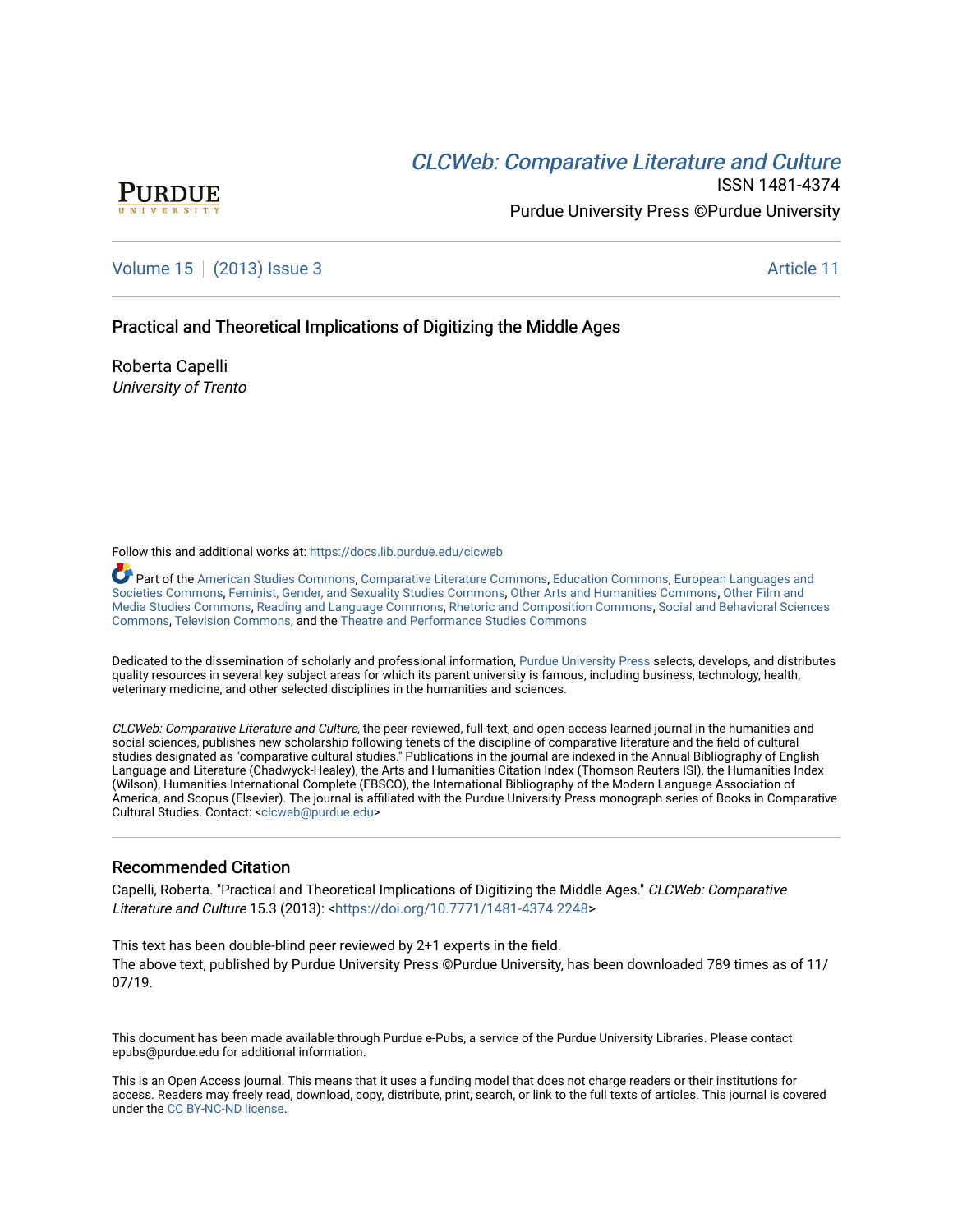CLCWeb: Comparative Literature and Culture

ISSN 1481-4374

Purdue University Press ©Purdue University

Volume 15 | (2013) Issue 3 Article 11

# Practical and Theoretical Implications of Digitizing the Middle Ages

Roberta Capelli
*University of Trento*

Follow this and additional works at: https://docs.lib.purdue.edu/clcweb

Part of the American Studies Commons, Comparative Literature Commons, Education Commons, European Languages and Societies Commons, Feminist, Gender, and Sexuality Studies Commons, Other Arts and Humanities Commons, Other Film and Media Studies Commons, Reading and Language Commons, Rhetoric and Composition Commons, Social and Behavioral Sciences Commons, Television Commons, and the Theatre and Performance Studies Commons

Dedicated to the dissemination of scholarly and professional information, Purdue University Press selects, develops, and distributes quality resources in several key subject areas for which its parent university is famous, including business, technology, health, veterinary medicine, and other selected disciplines in the humanities and sciences.

*CLCWeb: Comparative Literature and Culture*, the peer-reviewed, full-text, and open-access learned journal in the humanities and social sciences, publishes new scholarship following tenets of the discipline of comparative literature and the field of cultural studies designated as "comparative cultural studies." Publications in the journal are indexed in the Annual Bibliography of English Language and Literature (Chadwyck-Healey), the Arts and Humanities Citation Index (Thomson Reuters ISI), the Humanities Index (Wilson), Humanities International Complete (EBSCO), the International Bibliography of the Modern Language Association of America, and Scopus (Elsevier). The journal is affiliated with the Purdue University Press monograph series of Books in Comparative Cultural Studies. Contact: <clcweb@purdue.edu>

## Recommended Citation

Capelli, Roberta. "Practical and Theoretical Implications of Digitizing the Middle Ages." *CLCWeb: Comparative Literature and Culture* 15.3 (2013): <https://doi.org/10.7771/1481-4374.2248>

This text has been double-blind peer reviewed by 2+1 experts in the field.
The above text, published by Purdue University Press ©Purdue University, has been downloaded 789 times as of 11/07/19.

This document has been made available through Purdue e-Pubs, a service of the Purdue University Libraries. Please contact epubs@purdue.edu for additional information.

This is an Open Access journal. This means that it uses a funding model that does not charge readers or their institutions for access. Readers may freely read, download, copy, distribute, print, search, or link to the full texts of articles. This journal is covered under the CC BY-NC-ND license.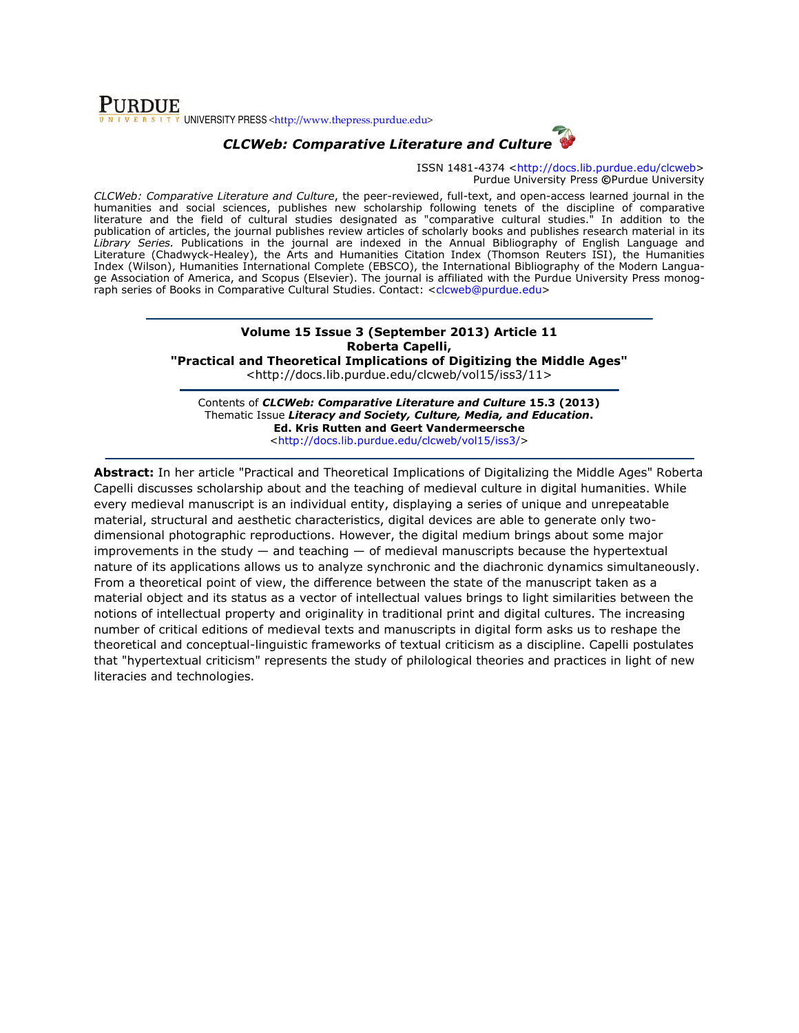PURDUE UNIVERSITY PRESS <http://www.thepress.purdue.edu>

***CLCWeb: Comparative Literature and Culture***

ISSN 1481-4374 <http://docs.lib.purdue.edu/clcweb>
Purdue University Press ©Purdue University

*CLCWeb: Comparative Literature and Culture*, the peer-reviewed, full-text, and open-access learned journal in the humanities and social sciences, publishes new scholarship following tenets of the discipline of comparative literature and the field of cultural studies designated as "comparative cultural studies." In addition to the publication of articles, the journal publishes review articles of scholarly books and publishes research material in its *Library Series.* Publications in the journal are indexed in the Annual Bibliography of English Language and Literature (Chadwyck-Healey), the Arts and Humanities Citation Index (Thomson Reuters ISI), the Humanities Index (Wilson), Humanities International Complete (EBSCO), the International Bibliography of the Modern Language Association of America, and Scopus (Elsevier). The journal is affiliated with the Purdue University Press monograph series of Books in Comparative Cultural Studies. Contact: <clcweb@purdue.edu>

---

**Volume 15 Issue 3 (September 2013) Article 11**
**Roberta Capelli,**
**"Practical and Theoretical Implications of Digitizing the Middle Ages"**
<http://docs.lib.purdue.edu/clcweb/vol15/iss3/11>

---

Contents of ***CLCWeb: Comparative Literature and Culture* 15.3 (2013)**
Thematic Issue ***Literacy and Society, Culture, Media, and Education*.**
**Ed. Kris Rutten and Geert Vandermeersche**
<http://docs.lib.purdue.edu/clcweb/vol15/iss3/>

---

**Abstract:** In her article "Practical and Theoretical Implications of Digitalizing the Middle Ages" Roberta Capelli discusses scholarship about and the teaching of medieval culture in digital humanities. While every medieval manuscript is an individual entity, displaying a series of unique and unrepeatable material, structural and aesthetic characteristics, digital devices are able to generate only two-dimensional photographic reproductions. However, the digital medium brings about some major improvements in the study — and teaching — of medieval manuscripts because the hypertextual nature of its applications allows us to analyze synchronic and the diachronic dynamics simultaneously. From a theoretical point of view, the difference between the state of the manuscript taken as a material object and its status as a vector of intellectual values brings to light similarities between the notions of intellectual property and originality in traditional print and digital cultures. The increasing number of critical editions of medieval texts and manuscripts in digital form asks us to reshape the theoretical and conceptual-linguistic frameworks of textual criticism as a discipline. Capelli postulates that "hypertextual criticism" represents the study of philological theories and practices in light of new literacies and technologies.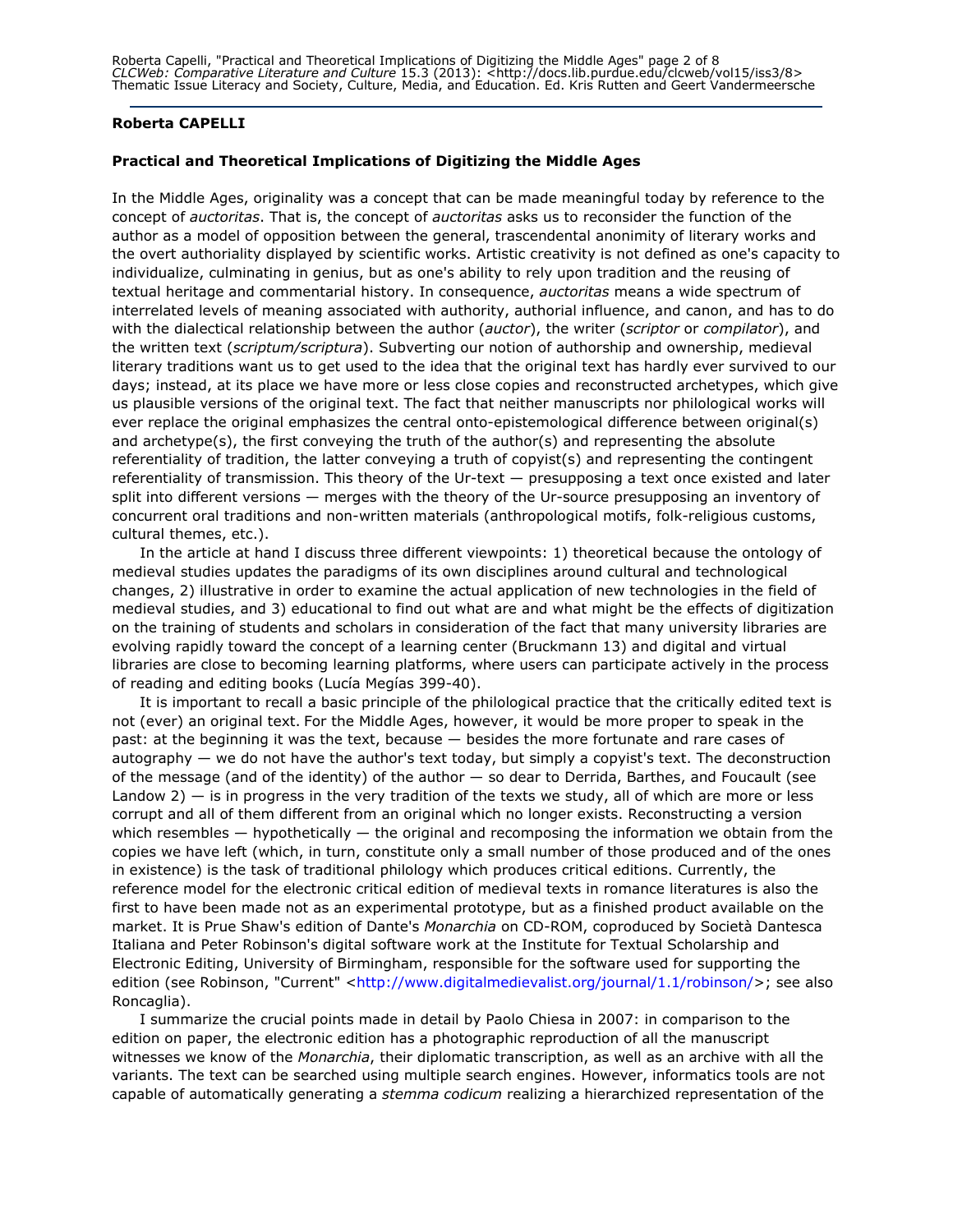**Roberta CAPELLI**

**Practical and Theoretical Implications of Digitizing the Middle Ages**

In the Middle Ages, originality was a concept that can be made meaningful today by reference to the concept of *auctoritas*. That is, the concept of *auctoritas* asks us to reconsider the function of the author as a model of opposition between the general, trascendental anonimity of literary works and the overt authoriality displayed by scientific works. Artistic creativity is not defined as one's capacity to individualize, culminating in genius, but as one's ability to rely upon tradition and the reusing of textual heritage and commentarial history. In consequence, *auctoritas* means a wide spectrum of interrelated levels of meaning associated with authority, authorial influence, and canon, and has to do with the dialectical relationship between the author (*auctor*), the writer (*scriptor* or *compilator*), and the written text (*scriptum/scriptura*). Subverting our notion of authorship and ownership, medieval literary traditions want us to get used to the idea that the original text has hardly ever survived to our days; instead, at its place we have more or less close copies and reconstructed archetypes, which give us plausible versions of the original text. The fact that neither manuscripts nor philological works will ever replace the original emphasizes the central onto-epistemological difference between original(s) and archetype(s), the first conveying the truth of the author(s) and representing the absolute referentiality of tradition, the latter conveying a truth of copyist(s) and representing the contingent referentiality of transmission. This theory of the Ur-text — presupposing a text once existed and later split into different versions — merges with the theory of the Ur-source presupposing an inventory of concurrent oral traditions and non-written materials (anthropological motifs, folk-religious customs, cultural themes, etc.).

In the article at hand I discuss three different viewpoints: 1) theoretical because the ontology of medieval studies updates the paradigms of its own disciplines around cultural and technological changes, 2) illustrative in order to examine the actual application of new technologies in the field of medieval studies, and 3) educational to find out what are and what might be the effects of digitization on the training of students and scholars in consideration of the fact that many university libraries are evolving rapidly toward the concept of a learning center (Bruckmann 13) and digital and virtual libraries are close to becoming learning platforms, where users can participate actively in the process of reading and editing books (Lucía Megías 399-40).

It is important to recall a basic principle of the philological practice that the critically edited text is not (ever) an original text. For the Middle Ages, however, it would be more proper to speak in the past: at the beginning it was the text, because — besides the more fortunate and rare cases of autography — we do not have the author's text today, but simply a copyist's text. The deconstruction of the message (and of the identity) of the author — so dear to Derrida, Barthes, and Foucault (see Landow 2) — is in progress in the very tradition of the texts we study, all of which are more or less corrupt and all of them different from an original which no longer exists. Reconstructing a version which resembles — hypothetically — the original and recomposing the information we obtain from the copies we have left (which, in turn, constitute only a small number of those produced and of the ones in existence) is the task of traditional philology which produces critical editions. Currently, the reference model for the electronic critical edition of medieval texts in romance literatures is also the first to have been made not as an experimental prototype, but as a finished product available on the market. It is Prue Shaw's edition of Dante's *Monarchia* on CD-ROM, coproduced by Società Dantesca Italiana and Peter Robinson's digital software work at the Institute for Textual Scholarship and Electronic Editing, University of Birmingham, responsible for the software used for supporting the edition (see Robinson, "Current" <http://www.digitalmedievalist.org/journal/1.1/robinson/>; see also Roncaglia).

I summarize the crucial points made in detail by Paolo Chiesa in 2007: in comparison to the edition on paper, the electronic edition has a photographic reproduction of all the manuscript witnesses we know of the *Monarchia*, their diplomatic transcription, as well as an archive with all the variants. The text can be searched using multiple search engines. However, informatics tools are not capable of automatically generating a *stemma codicum* realizing a hierarchized representation of the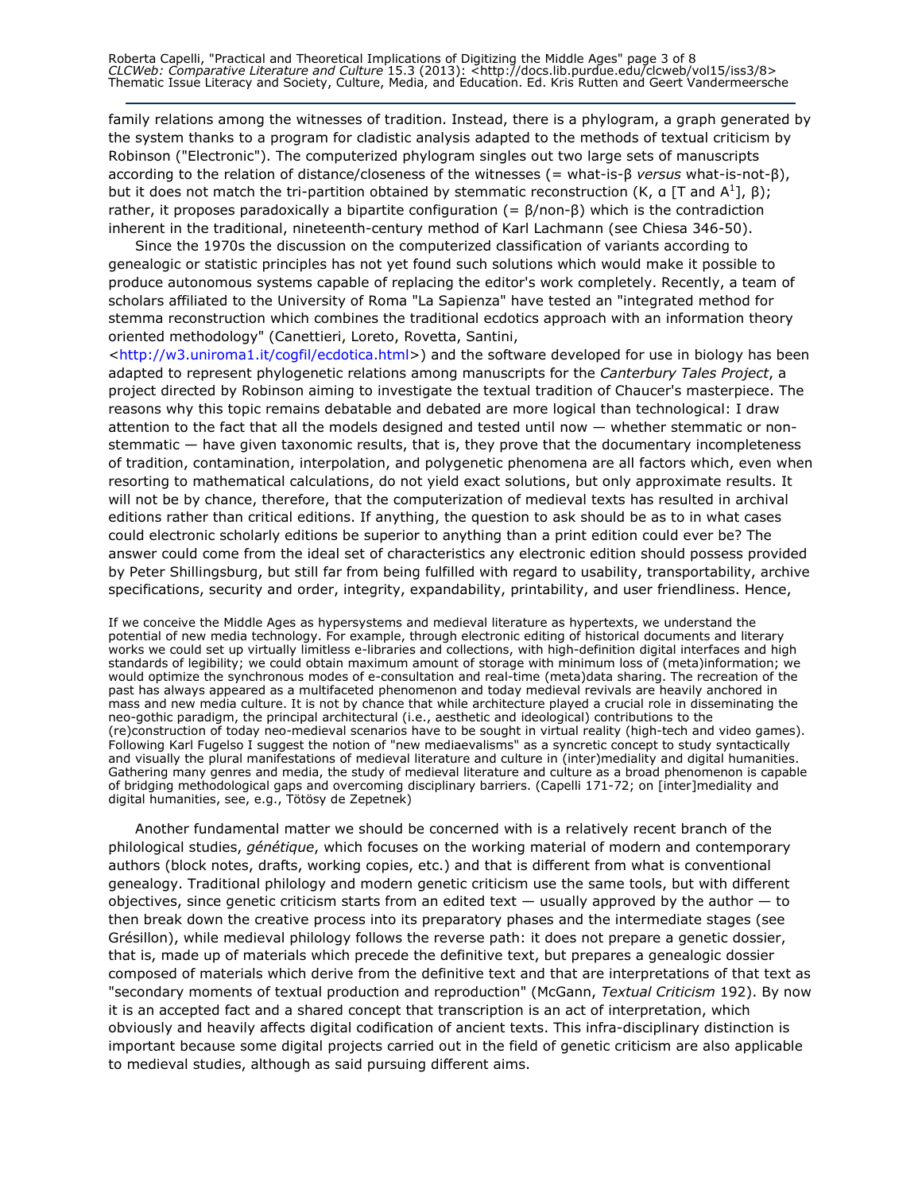family relations among the witnesses of tradition. Instead, there is a phylogram, a graph generated by the system thanks to a program for cladistic analysis adapted to the methods of textual criticism by Robinson ("Electronic"). The computerized phylogram singles out two large sets of manuscripts according to the relation of distance/closeness of the witnesses (= what-is-β *versus* what-is-not-β), but it does not match the tri-partition obtained by stemmatic reconstruction (K, α [T and $A^1$], β); rather, it proposes paradoxically a bipartite configuration (= β/non-β) which is the contradiction inherent in the traditional, nineteenth-century method of Karl Lachmann (see Chiesa 346-50).

Since the 1970s the discussion on the computerized classification of variants according to genealogic or statistic principles has not yet found such solutions which would make it possible to produce autonomous systems capable of replacing the editor's work completely. Recently, a team of scholars affiliated to the University of Roma "La Sapienza" have tested an "integrated method for stemma reconstruction which combines the traditional ecdotics approach with an information theory oriented methodology" (Canettieri, Loreto, Rovetta, Santini, <http://w3.uniroma1.it/cogfil/ecdotica.html>) and the software developed for use in biology has been adapted to represent phylogenetic relations among manuscripts for the *Canterbury Tales Project*, a project directed by Robinson aiming to investigate the textual tradition of Chaucer's masterpiece. The reasons why this topic remains debatable and debated are more logical than technological: I draw attention to the fact that all the models designed and tested until now — whether stemmatic or non-stemmatic — have given taxonomic results, that is, they prove that the documentary incompleteness of tradition, contamination, interpolation, and polygenetic phenomena are all factors which, even when resorting to mathematical calculations, do not yield exact solutions, but only approximate results. It will not be by chance, therefore, that the computerization of medieval texts has resulted in archival editions rather than critical editions. If anything, the question to ask should be as to in what cases could electronic scholarly editions be superior to anything than a print edition could ever be? The answer could come from the ideal set of characteristics any electronic edition should possess provided by Peter Shillingsburg, but still far from being fulfilled with regard to usability, transportability, archive specifications, security and order, integrity, expandability, printability, and user friendliness. Hence,

> If we conceive the Middle Ages as hypersystems and medieval literature as hypertexts, we understand the potential of new media technology. For example, through electronic editing of historical documents and literary works we could set up virtually limitless e-libraries and collections, with high-definition digital interfaces and high standards of legibility; we could obtain maximum amount of storage with minimum loss of (meta)information; we would optimize the synchronous modes of e-consultation and real-time (meta)data sharing. The recreation of the past has always appeared as a multifaceted phenomenon and today medieval revivals are heavily anchored in mass and new media culture. It is not by chance that while architecture played a crucial role in disseminating the neo-gothic paradigm, the principal architectural (i.e., aesthetic and ideological) contributions to the (re)construction of today neo-medieval scenarios have to be sought in virtual reality (high-tech and video games). Following Karl Fugelso I suggest the notion of "new mediaevalisms" as a syncretic concept to study syntactically and visually the plural manifestations of medieval literature and culture in (inter)mediality and digital humanities. Gathering many genres and media, the study of medieval literature and culture as a broad phenomenon is capable of bridging methodological gaps and overcoming disciplinary barriers. (Capelli 171-72; on [inter]mediality and digital humanities, see, e.g., Tötösy de Zepetnek)

Another fundamental matter we should be concerned with is a relatively recent branch of the philological studies, *génétique*, which focuses on the working material of modern and contemporary authors (block notes, drafts, working copies, etc.) and that is different from what is conventional genealogy. Traditional philology and modern genetic criticism use the same tools, but with different objectives, since genetic criticism starts from an edited text — usually approved by the author — to then break down the creative process into its preparatory phases and the intermediate stages (see Grésillon), while medieval philology follows the reverse path: it does not prepare a genetic dossier, that is, made up of materials which precede the definitive text, but prepares a genealogic dossier composed of materials which derive from the definitive text and that are interpretations of that text as "secondary moments of textual production and reproduction" (McGann, *Textual Criticism* 192). By now it is an accepted fact and a shared concept that transcription is an act of interpretation, which obviously and heavily affects digital codification of ancient texts. This infra-disciplinary distinction is important because some digital projects carried out in the field of genetic criticism are also applicable to medieval studies, although as said pursuing different aims.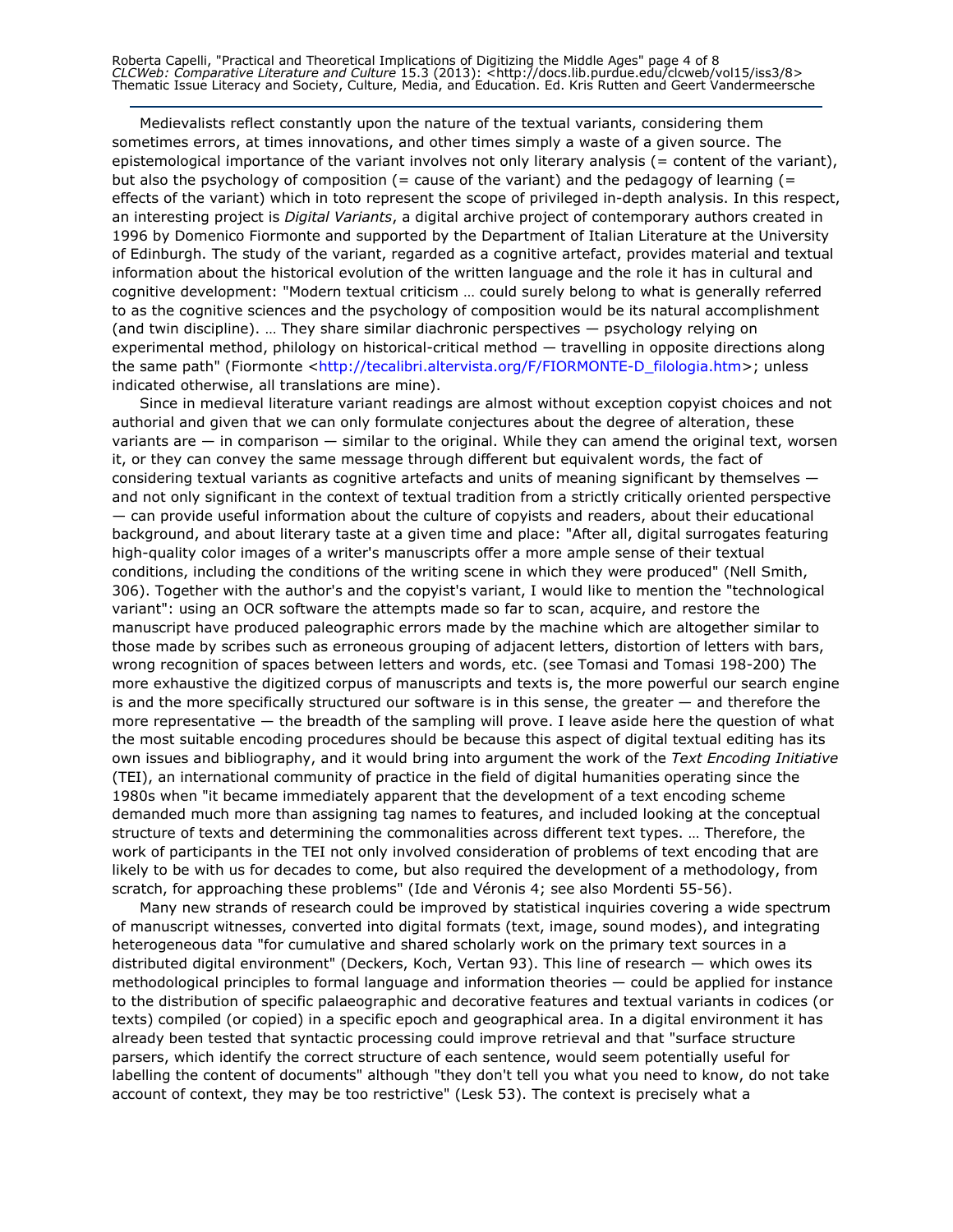Medievalists reflect constantly upon the nature of the textual variants, considering them sometimes errors, at times innovations, and other times simply a waste of a given source. The epistemological importance of the variant involves not only literary analysis (= content of the variant), but also the psychology of composition (= cause of the variant) and the pedagogy of learning (= effects of the variant) which in toto represent the scope of privileged in-depth analysis. In this respect, an interesting project is *Digital Variants*, a digital archive project of contemporary authors created in 1996 by Domenico Fiormonte and supported by the Department of Italian Literature at the University of Edinburgh. The study of the variant, regarded as a cognitive artefact, provides material and textual information about the historical evolution of the written language and the role it has in cultural and cognitive development: "Modern textual criticism … could surely belong to what is generally referred to as the cognitive sciences and the psychology of composition would be its natural accomplishment (and twin discipline). … They share similar diachronic perspectives — psychology relying on experimental method, philology on historical-critical method — travelling in opposite directions along the same path" (Fiormonte <http://tecalibri.altervista.org/F/FIORMONTE-D_filologia.htm>; unless indicated otherwise, all translations are mine).

Since in medieval literature variant readings are almost without exception copyist choices and not authorial and given that we can only formulate conjectures about the degree of alteration, these variants are — in comparison — similar to the original. While they can amend the original text, worsen it, or they can convey the same message through different but equivalent words, the fact of considering textual variants as cognitive artefacts and units of meaning significant by themselves — and not only significant in the context of textual tradition from a strictly critically oriented perspective — can provide useful information about the culture of copyists and readers, about their educational background, and about literary taste at a given time and place: "After all, digital surrogates featuring high-quality color images of a writer's manuscripts offer a more ample sense of their textual conditions, including the conditions of the writing scene in which they were produced" (Nell Smith, 306). Together with the author's and the copyist's variant, I would like to mention the "technological variant": using an OCR software the attempts made so far to scan, acquire, and restore the manuscript have produced paleographic errors made by the machine which are altogether similar to those made by scribes such as erroneous grouping of adjacent letters, distortion of letters with bars, wrong recognition of spaces between letters and words, etc. (see Tomasi and Tomasi 198-200) The more exhaustive the digitized corpus of manuscripts and texts is, the more powerful our search engine is and the more specifically structured our software is in this sense, the greater — and therefore the more representative — the breadth of the sampling will prove. I leave aside here the question of what the most suitable encoding procedures should be because this aspect of digital textual editing has its own issues and bibliography, and it would bring into argument the work of the *Text Encoding Initiative* (TEI), an international community of practice in the field of digital humanities operating since the 1980s when "it became immediately apparent that the development of a text encoding scheme demanded much more than assigning tag names to features, and included looking at the conceptual structure of texts and determining the commonalities across different text types. … Therefore, the work of participants in the TEI not only involved consideration of problems of text encoding that are likely to be with us for decades to come, but also required the development of a methodology, from scratch, for approaching these problems" (Ide and Véronis 4; see also Mordenti 55-56).

Many new strands of research could be improved by statistical inquiries covering a wide spectrum of manuscript witnesses, converted into digital formats (text, image, sound modes), and integrating heterogeneous data "for cumulative and shared scholarly work on the primary text sources in a distributed digital environment" (Deckers, Koch, Vertan 93). This line of research — which owes its methodological principles to formal language and information theories — could be applied for instance to the distribution of specific palaeographic and decorative features and textual variants in codices (or texts) compiled (or copied) in a specific epoch and geographical area. In a digital environment it has already been tested that syntactic processing could improve retrieval and that "surface structure parsers, which identify the correct structure of each sentence, would seem potentially useful for labelling the content of documents" although "they don't tell you what you need to know, do not take account of context, they may be too restrictive" (Lesk 53). The context is precisely what a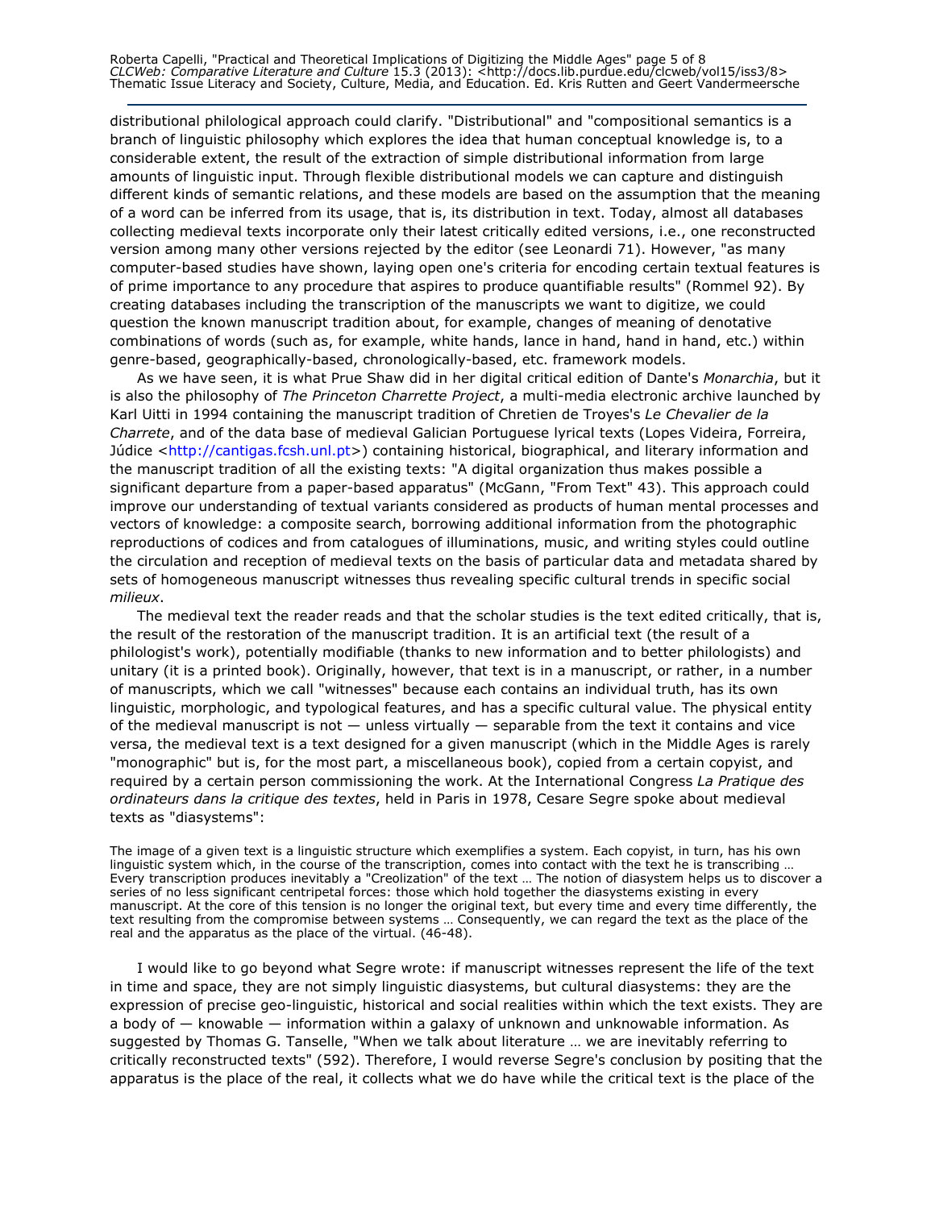distributional philological approach could clarify. "Distributional" and "compositional semantics is a branch of linguistic philosophy which explores the idea that human conceptual knowledge is, to a considerable extent, the result of the extraction of simple distributional information from large amounts of linguistic input. Through flexible distributional models we can capture and distinguish different kinds of semantic relations, and these models are based on the assumption that the meaning of a word can be inferred from its usage, that is, its distribution in text. Today, almost all databases collecting medieval texts incorporate only their latest critically edited versions, i.e., one reconstructed version among many other versions rejected by the editor (see Leonardi 71). However, "as many computer-based studies have shown, laying open one's criteria for encoding certain textual features is of prime importance to any procedure that aspires to produce quantifiable results" (Rommel 92). By creating databases including the transcription of the manuscripts we want to digitize, we could question the known manuscript tradition about, for example, changes of meaning of denotative combinations of words (such as, for example, white hands, lance in hand, hand in hand, etc.) within genre-based, geographically-based, chronologically-based, etc. framework models.

As we have seen, it is what Prue Shaw did in her digital critical edition of Dante's *Monarchia*, but it is also the philosophy of *The Princeton Charrette Project*, a multi-media electronic archive launched by Karl Uitti in 1994 containing the manuscript tradition of Chretien de Troyes's *Le Chevalier de la Charrete*, and of the data base of medieval Galician Portuguese lyrical texts (Lopes Videira, Forreira, Júdice <http://cantigas.fcsh.unl.pt>) containing historical, biographical, and literary information and the manuscript tradition of all the existing texts: "A digital organization thus makes possible a significant departure from a paper-based apparatus" (McGann, "From Text" 43). This approach could improve our understanding of textual variants considered as products of human mental processes and vectors of knowledge: a composite search, borrowing additional information from the photographic reproductions of codices and from catalogues of illuminations, music, and writing styles could outline the circulation and reception of medieval texts on the basis of particular data and metadata shared by sets of homogeneous manuscript witnesses thus revealing specific cultural trends in specific social *milieux*.

The medieval text the reader reads and that the scholar studies is the text edited critically, that is, the result of the restoration of the manuscript tradition. It is an artificial text (the result of a philologist's work), potentially modifiable (thanks to new information and to better philologists) and unitary (it is a printed book). Originally, however, that text is in a manuscript, or rather, in a number of manuscripts, which we call "witnesses" because each contains an individual truth, has its own linguistic, morphologic, and typological features, and has a specific cultural value. The physical entity of the medieval manuscript is not — unless virtually — separable from the text it contains and vice versa, the medieval text is a text designed for a given manuscript (which in the Middle Ages is rarely "monographic" but is, for the most part, a miscellaneous book), copied from a certain copyist, and required by a certain person commissioning the work. At the International Congress *La Pratique des ordinateurs dans la critique des textes*, held in Paris in 1978, Cesare Segre spoke about medieval texts as "diasystems":

> The image of a given text is a linguistic structure which exemplifies a system. Each copyist, in turn, has his own linguistic system which, in the course of the transcription, comes into contact with the text he is transcribing … Every transcription produces inevitably a "Creolization" of the text … The notion of diasystem helps us to discover a series of no less significant centripetal forces: those which hold together the diasystems existing in every manuscript. At the core of this tension is no longer the original text, but every time and every time differently, the text resulting from the compromise between systems … Consequently, we can regard the text as the place of the real and the apparatus as the place of the virtual. (46-48).

I would like to go beyond what Segre wrote: if manuscript witnesses represent the life of the text in time and space, they are not simply linguistic diasystems, but cultural diasystems: they are the expression of precise geo-linguistic, historical and social realities within which the text exists. They are a body of — knowable — information within a galaxy of unknown and unknowable information. As suggested by Thomas G. Tanselle, "When we talk about literature … we are inevitably referring to critically reconstructed texts" (592). Therefore, I would reverse Segre's conclusion by positing that the apparatus is the place of the real, it collects what we do have while the critical text is the place of the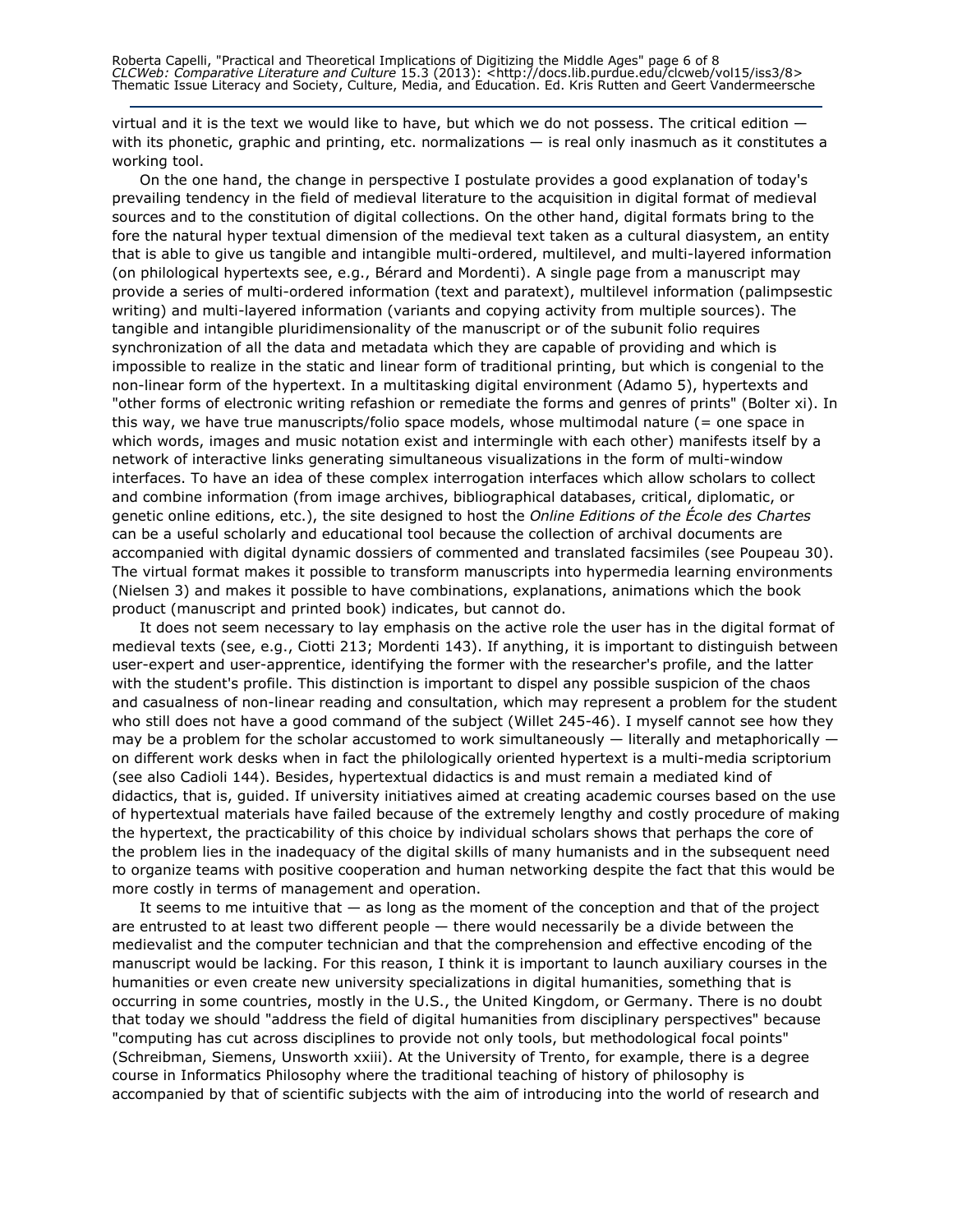virtual and it is the text we would like to have, but which we do not possess. The critical edition — with its phonetic, graphic and printing, etc. normalizations — is real only inasmuch as it constitutes a working tool.

On the one hand, the change in perspective I postulate provides a good explanation of today's prevailing tendency in the field of medieval literature to the acquisition in digital format of medieval sources and to the constitution of digital collections. On the other hand, digital formats bring to the fore the natural hyper textual dimension of the medieval text taken as a cultural diasystem, an entity that is able to give us tangible and intangible multi-ordered, multilevel, and multi-layered information (on philological hypertexts see, e.g., Bérard and Mordenti). A single page from a manuscript may provide a series of multi-ordered information (text and paratext), multilevel information (palimpsestic writing) and multi-layered information (variants and copying activity from multiple sources). The tangible and intangible pluridimensionality of the manuscript or of the subunit folio requires synchronization of all the data and metadata which they are capable of providing and which is impossible to realize in the static and linear form of traditional printing, but which is congenial to the non-linear form of the hypertext. In a multitasking digital environment (Adamo 5), hypertexts and "other forms of electronic writing refashion or remediate the forms and genres of prints" (Bolter xi). In this way, we have true manuscripts/folio space models, whose multimodal nature (= one space in which words, images and music notation exist and intermingle with each other) manifests itself by a network of interactive links generating simultaneous visualizations in the form of multi-window interfaces. To have an idea of these complex interrogation interfaces which allow scholars to collect and combine information (from image archives, bibliographical databases, critical, diplomatic, or genetic online editions, etc.), the site designed to host the *Online Editions of the École des Chartes* can be a useful scholarly and educational tool because the collection of archival documents are accompanied with digital dynamic dossiers of commented and translated facsimiles (see Poupeau 30). The virtual format makes it possible to transform manuscripts into hypermedia learning environments (Nielsen 3) and makes it possible to have combinations, explanations, animations which the book product (manuscript and printed book) indicates, but cannot do.

It does not seem necessary to lay emphasis on the active role the user has in the digital format of medieval texts (see, e.g., Ciotti 213; Mordenti 143). If anything, it is important to distinguish between user-expert and user-apprentice, identifying the former with the researcher's profile, and the latter with the student's profile. This distinction is important to dispel any possible suspicion of the chaos and casualness of non-linear reading and consultation, which may represent a problem for the student who still does not have a good command of the subject (Willet 245-46). I myself cannot see how they may be a problem for the scholar accustomed to work simultaneously — literally and metaphorically — on different work desks when in fact the philologically oriented hypertext is a multi-media scriptorium (see also Cadioli 144). Besides, hypertextual didactics is and must remain a mediated kind of didactics, that is, guided. If university initiatives aimed at creating academic courses based on the use of hypertextual materials have failed because of the extremely lengthy and costly procedure of making the hypertext, the practicability of this choice by individual scholars shows that perhaps the core of the problem lies in the inadequacy of the digital skills of many humanists and in the subsequent need to organize teams with positive cooperation and human networking despite the fact that this would be more costly in terms of management and operation.

It seems to me intuitive that — as long as the moment of the conception and that of the project are entrusted to at least two different people — there would necessarily be a divide between the medievalist and the computer technician and that the comprehension and effective encoding of the manuscript would be lacking. For this reason, I think it is important to launch auxiliary courses in the humanities or even create new university specializations in digital humanities, something that is occurring in some countries, mostly in the U.S., the United Kingdom, or Germany. There is no doubt that today we should "address the field of digital humanities from disciplinary perspectives" because "computing has cut across disciplines to provide not only tools, but methodological focal points" (Schreibman, Siemens, Unsworth xxiii). At the University of Trento, for example, there is a degree course in Informatics Philosophy where the traditional teaching of history of philosophy is accompanied by that of scientific subjects with the aim of introducing into the world of research and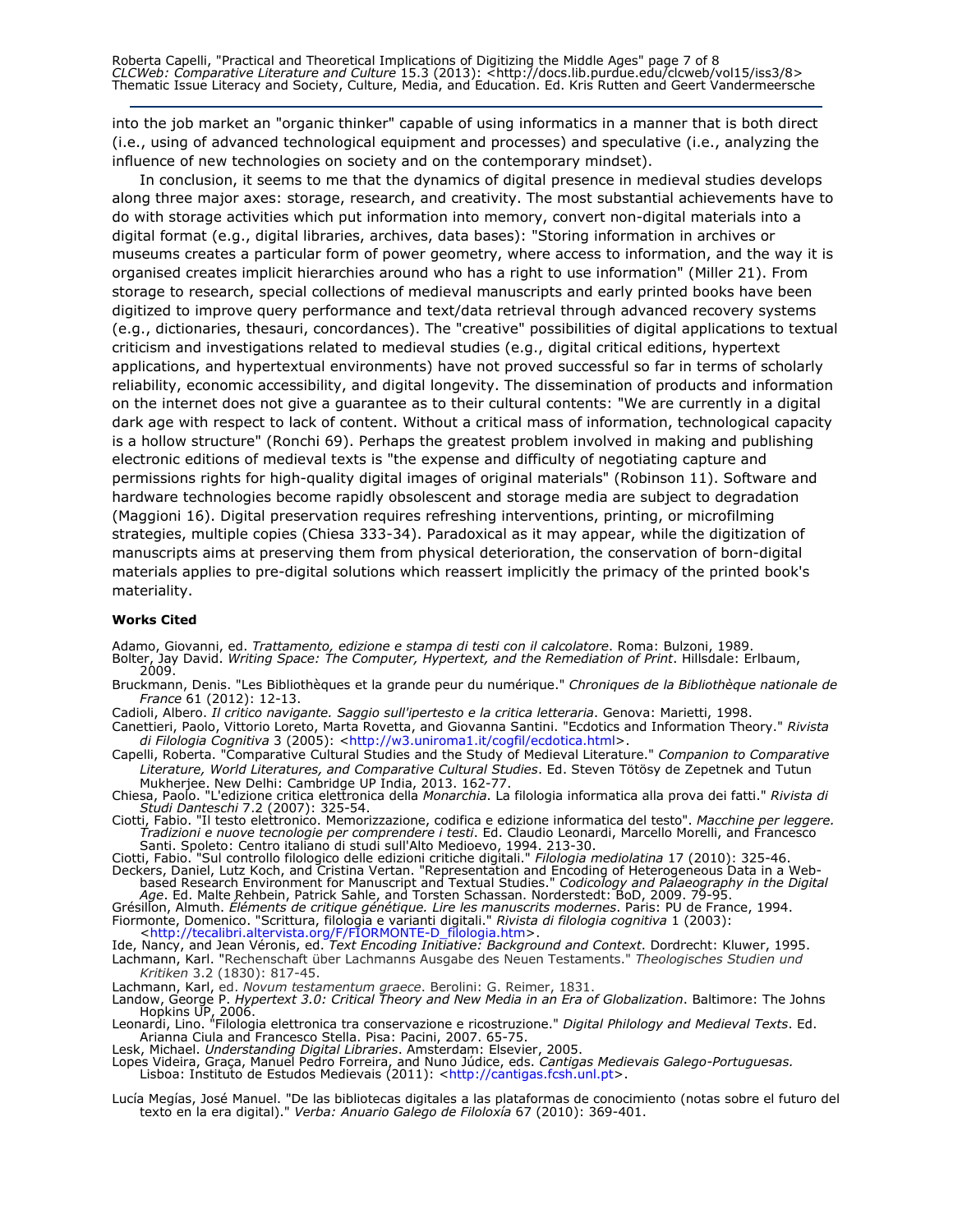into the job market an "organic thinker" capable of using informatics in a manner that is both direct (i.e., using of advanced technological equipment and processes) and speculative (i.e., analyzing the influence of new technologies on society and on the contemporary mindset).

In conclusion, it seems to me that the dynamics of digital presence in medieval studies develops along three major axes: storage, research, and creativity. The most substantial achievements have to do with storage activities which put information into memory, convert non-digital materials into a digital format (e.g., digital libraries, archives, data bases): "Storing information in archives or museums creates a particular form of power geometry, where access to information, and the way it is organised creates implicit hierarchies around who has a right to use information" (Miller 21). From storage to research, special collections of medieval manuscripts and early printed books have been digitized to improve query performance and text/data retrieval through advanced recovery systems (e.g., dictionaries, thesauri, concordances). The "creative" possibilities of digital applications to textual criticism and investigations related to medieval studies (e.g., digital critical editions, hypertext applications, and hypertextual environments) have not proved successful so far in terms of scholarly reliability, economic accessibility, and digital longevity. The dissemination of products and information on the internet does not give a guarantee as to their cultural contents: "We are currently in a digital dark age with respect to lack of content. Without a critical mass of information, technological capacity is a hollow structure" (Ronchi 69). Perhaps the greatest problem involved in making and publishing electronic editions of medieval texts is "the expense and difficulty of negotiating capture and permissions rights for high-quality digital images of original materials" (Robinson 11). Software and hardware technologies become rapidly obsolescent and storage media are subject to degradation (Maggioni 16). Digital preservation requires refreshing interventions, printing, or microfilming strategies, multiple copies (Chiesa 333-34). Paradoxical as it may appear, while the digitization of manuscripts aims at preserving them from physical deterioration, the conservation of born-digital materials applies to pre-digital solutions which reassert implicitly the primacy of the printed book's materiality.

**Works Cited**

Adamo, Giovanni, ed. *Trattamento, edizione e stampa di testi con il calcolatore*. Roma: Bulzoni, 1989.

Bolter, Jay David. *Writing Space: The Computer, Hypertext, and the Remediation of Print*. Hillsdale: Erlbaum, 2009.

Bruckmann, Denis. "Les Bibliothèques et la grande peur du numérique." *Chroniques de la Bibliothèque nationale de France* 61 (2012): 12-13.

Cadioli, Albero. *Il critico navigante. Saggio sull'ipertesto e la critica letteraria*. Genova: Marietti, 1998.

Canettieri, Paolo, Vittorio Loreto, Marta Rovetta, and Giovanna Santini. "Ecdotics and Information Theory." *Rivista di Filologia Cognitiva* 3 (2005): <http://w3.uniroma1.it/cogfil/ecdotica.html>.

Capelli, Roberta. "Comparative Cultural Studies and the Study of Medieval Literature." *Companion to Comparative Literature, World Literatures, and Comparative Cultural Studies*. Ed. Steven Tötösy de Zepetnek and Tutun Mukherjee. New Delhi: Cambridge UP India, 2013. 162-77.

Chiesa, Paolo. "L'edizione critica elettronica della *Monarchia*. La filologia informatica alla prova dei fatti." *Rivista di Studi Danteschi* 7.2 (2007): 325-54.

Ciotti, Fabio. "Il testo elettronico. Memorizzazione, codifica e edizione informatica del testo". *Macchine per leggere. Tradizioni e nuove tecnologie per comprendere i testi*. Ed. Claudio Leonardi, Marcello Morelli, and Francesco Santi. Spoleto: Centro italiano di studi sull'Alto Medioevo, 1994. 213-30.

Ciotti, Fabio. "Sul controllo filologico delle edizioni critiche digitali." *Filologia mediolatina* 17 (2010): 325-46.

Deckers, Daniel, Lutz Koch, and Cristina Vertan. "Representation and Encoding of Heterogeneous Data in a Web-based Research Environment for Manuscript and Textual Studies." *Codicology and Palaeography in the Digital Age*. Ed. Malte Rehbein, Patrick Sahle, and Torsten Schassan. Norderstedt: BoD, 2009. 79-95.

Grésillon, Almuth. *Éléments de critique génétique. Lire les manuscrits modernes*. Paris: PU de France, 1994.

Fiormonte, Domenico. "Scrittura, filologia e varianti digitali." *Rivista di filologia cognitiva* 1 (2003): <http://tecalibri.altervista.org/F/FIORMONTE-D_filologia.htm>.

Ide, Nancy, and Jean Véronis, ed. *Text Encoding Initiative: Background and Context*. Dordrecht: Kluwer, 1995.

Lachmann, Karl. "Rechenschaft über Lachmanns Ausgabe des Neuen Testaments." *Theologisches Studien und Kritiken* 3.2 (1830): 817-45.

Lachmann, Karl, ed. *Novum testamentum graece*. Berolini: G. Reimer, 1831.

Landow, George P. *Hypertext 3.0: Critical Theory and New Media in an Era of Globalization*. Baltimore: The Johns Hopkins UP, 2006.

Leonardi, Lino. "Filologia elettronica tra conservazione e ricostruzione." *Digital Philology and Medieval Texts*. Ed. Arianna Ciula and Francesco Stella. Pisa: Pacini, 2007. 65-75.

Lesk, Michael. *Understanding Digital Libraries*. Amsterdam: Elsevier, 2005.

Lopes Videira, Graça, Manuel Pedro Forreira, and Nuno Júdice, eds. *Cantigas Medievais Galego-Portuguesas.* Lisboa: Instituto de Estudos Medievais (2011): <http://cantigas.fcsh.unl.pt>.

Lucía Megías, José Manuel. "De las bibliotecas digitales a las plataformas de conocimiento (notas sobre el futuro del texto en la era digital)." *Verba: Anuario Galego de Filoloxía* 67 (2010): 369-401.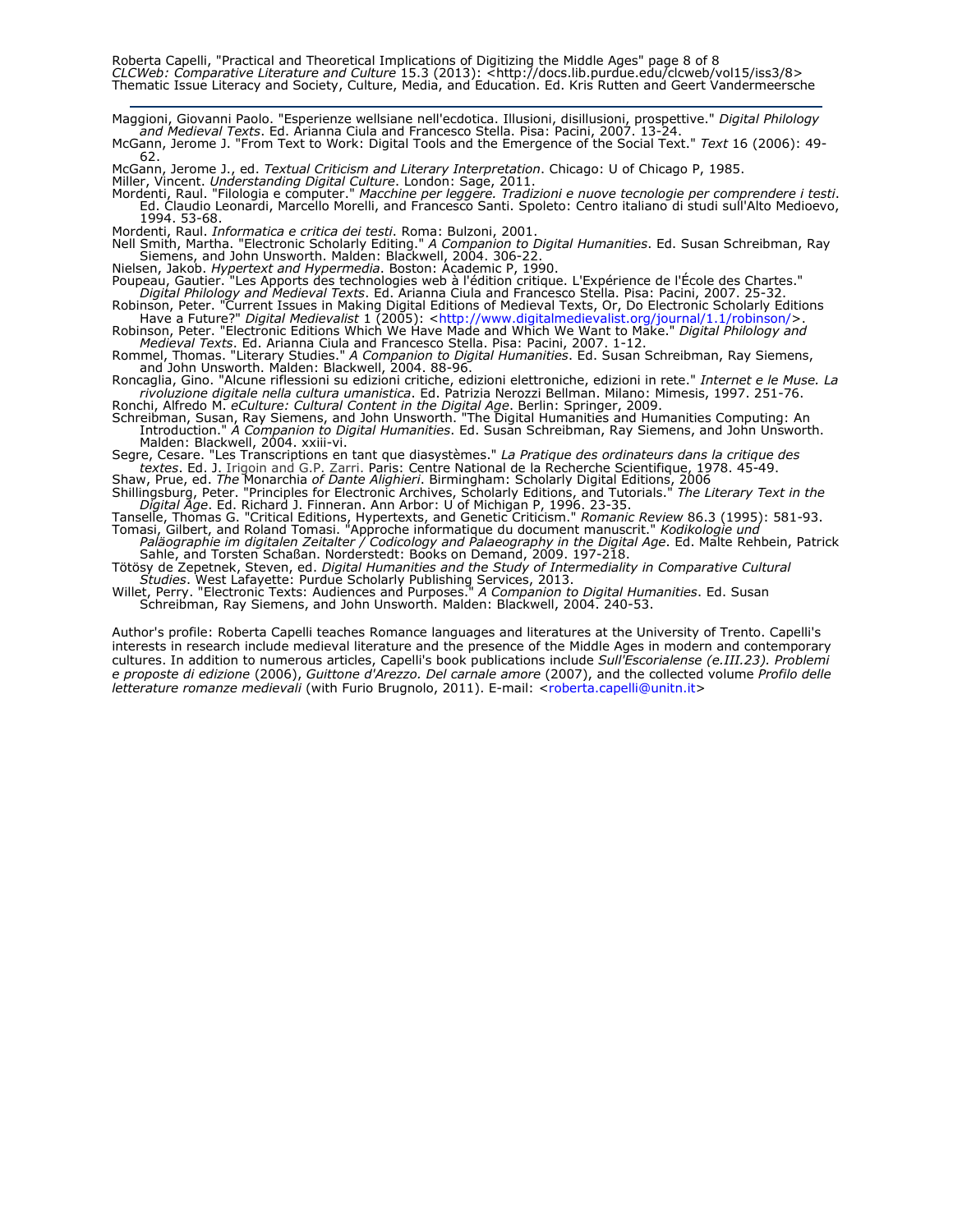Maggioni, Giovanni Paolo. "Esperienze wellsiane nell'ecdotica. Illusioni, disillusioni, prospettive." *Digital Philology and Medieval Texts*. Ed. Arianna Ciula and Francesco Stella. Pisa: Pacini, 2007. 13-24.

McGann, Jerome J. "From Text to Work: Digital Tools and the Emergence of the Social Text." *Text* 16 (2006): 49-62.

McGann, Jerome J., ed. *Textual Criticism and Literary Interpretation*. Chicago: U of Chicago P, 1985.

Miller, Vincent. *Understanding Digital Culture*. London: Sage, 2011.

Mordenti, Raul. "Filologia e computer." *Macchine per leggere. Tradizioni e nuove tecnologie per comprendere i testi*. Ed. Claudio Leonardi, Marcello Morelli, and Francesco Santi. Spoleto: Centro italiano di studi sull'Alto Medioevo, 1994. 53-68.

Mordenti, Raul. *Informatica e critica dei testi*. Roma: Bulzoni, 2001.

Nell Smith, Martha. "Electronic Scholarly Editing." *A Companion to Digital Humanities*. Ed. Susan Schreibman, Ray Siemens, and John Unsworth. Malden: Blackwell, 2004. 306-22.

Nielsen, Jakob. *Hypertext and Hypermedia*. Boston: Academic P, 1990.

Poupeau, Gautier. "Les Apports des technologies web à l'édition critique. L'Expérience de l'École des Chartes." *Digital Philology and Medieval Texts*. Ed. Arianna Ciula and Francesco Stella. Pisa: Pacini, 2007. 25-32.

Robinson, Peter. "Current Issues in Making Digital Editions of Medieval Texts, Or, Do Electronic Scholarly Editions Have a Future?" *Digital Medievalist* 1 (2005): <http://www.digitalmedievalist.org/journal/1.1/robinson/>.

Robinson, Peter. "Electronic Editions Which We Have Made and Which We Want to Make." *Digital Philology and Medieval Texts*. Ed. Arianna Ciula and Francesco Stella. Pisa: Pacini, 2007. 1-12.

Rommel, Thomas. "Literary Studies." *A Companion to Digital Humanities*. Ed. Susan Schreibman, Ray Siemens, and John Unsworth. Malden: Blackwell, 2004. 88-96.

Roncaglia, Gino. "Alcune riflessioni su edizioni critiche, edizioni elettroniche, edizioni in rete." *Internet e le Muse. La rivoluzione digitale nella cultura umanistica*. Ed. Patrizia Nerozzi Bellman. Milano: Mimesis, 1997. 251-76.

Ronchi, Alfredo M. *eCulture: Cultural Content in the Digital Age*. Berlin: Springer, 2009.

Schreibman, Susan, Ray Siemens, and John Unsworth. "The Digital Humanities and Humanities Computing: An Introduction." *A Companion to Digital Humanities*. Ed. Susan Schreibman, Ray Siemens, and John Unsworth. Malden: Blackwell, 2004. xxiii-vi.

Segre, Cesare. "Les Transcriptions en tant que diasystèmes." *La Pratique des ordinateurs dans la critique des textes*. Ed. J. Irigoin and G.P. Zarri. Paris: Centre National de la Recherche Scientifique, 1978. 45-49.

Shaw, Prue, ed. *The* Monarchia *of Dante Alighieri*. Birmingham: Scholarly Digital Editions, 2006

Shillingsburg, Peter. "Principles for Electronic Archives, Scholarly Editions, and Tutorials." *The Literary Text in the Digital Age*. Ed. Richard J. Finneran. Ann Arbor: U of Michigan P, 1996. 23-35.

Tanselle, Thomas G. "Critical Editions, Hypertexts, and Genetic Criticism." *Romanic Review* 86.3 (1995): 581-93.

Tomasi, Gilbert, and Roland Tomasi. "Approche informatique du document manuscrit." *Kodikologie und Paläographie im digitalen Zeitalter / Codicology and Palaeography in the Digital Age*. Ed. Malte Rehbein, Patrick Sahle, and Torsten Schaßan. Norderstedt: Books on Demand, 2009. 197-218.

Tötösy de Zepetnek, Steven, ed. *Digital Humanities and the Study of Intermediality in Comparative Cultural Studies*. West Lafayette: Purdue Scholarly Publishing Services, 2013.

Willet, Perry. "Electronic Texts: Audiences and Purposes." *A Companion to Digital Humanities*. Ed. Susan Schreibman, Ray Siemens, and John Unsworth. Malden: Blackwell, 2004. 240-53.

Author's profile: Roberta Capelli teaches Romance languages and literatures at the University of Trento. Capelli's interests in research include medieval literature and the presence of the Middle Ages in modern and contemporary cultures. In addition to numerous articles, Capelli's book publications include *Sull'Escorialense (e.III.23). Problemi e proposte di edizione* (2006), *Guittone d'Arezzo. Del carnale amore* (2007), and the collected volume *Profilo delle letterature romanze medievali* (with Furio Brugnolo, 2011). E-mail: <roberta.capelli@unitn.it>